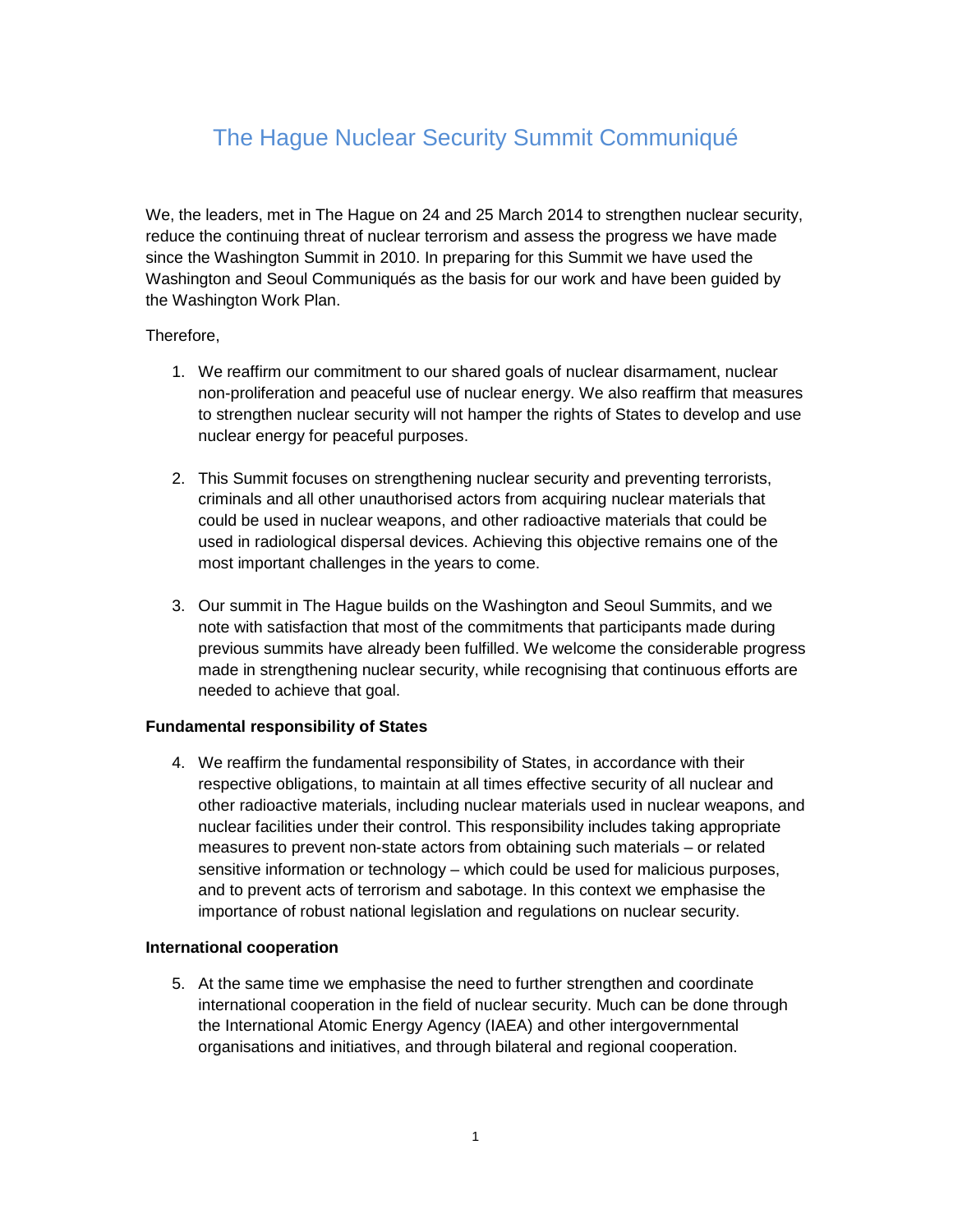# The Hague Nuclear Security Summit Communiqué

We, the leaders, met in The Hague on 24 and 25 March 2014 to strengthen nuclear security, reduce the continuing threat of nuclear terrorism and assess the progress we have made since the Washington Summit in 2010. In preparing for this Summit we have used the Washington and Seoul Communiqués as the basis for our work and have been guided by the Washington Work Plan.

Therefore,

1. We reaffirm our commitment to our shared goals of nuclear disarmament, nuclear non-proliferation and peaceful use of nuclear energy. We also reaffirm that measures to strengthen nuclear security will not hamper the rights of States to develop and use nuclear energy for peaceful purposes.

2. This Summit focuses on strengthening nuclear security and preventing terrorists, criminals and all other unauthorised actors from acquiring nuclear materials that could be used in nuclear weapons, and other radioactive materials that could be used in radiological dispersal devices. Achieving this objective remains one of the most important challenges in the years to come.

3. Our summit in The Hague builds on the Washington and Seoul Summits, and we note with satisfaction that most of the commitments that participants made during previous summits have already been fulfilled. We welcome the considerable progress made in strengthening nuclear security, while recognising that continuous efforts are needed to achieve that goal.

**Fundamental responsibility of States**

4. We reaffirm the fundamental responsibility of States, in accordance with their respective obligations, to maintain at all times effective security of all nuclear and other radioactive materials, including nuclear materials used in nuclear weapons, and nuclear facilities under their control. This responsibility includes taking appropriate measures to prevent non-state actors from obtaining such materials – or related sensitive information or technology – which could be used for malicious purposes, and to prevent acts of terrorism and sabotage. In this context we emphasise the importance of robust national legislation and regulations on nuclear security.

**International cooperation**

5. At the same time we emphasise the need to further strengthen and coordinate international cooperation in the field of nuclear security. Much can be done through the International Atomic Energy Agency (IAEA) and other intergovernmental organisations and initiatives, and through bilateral and regional cooperation.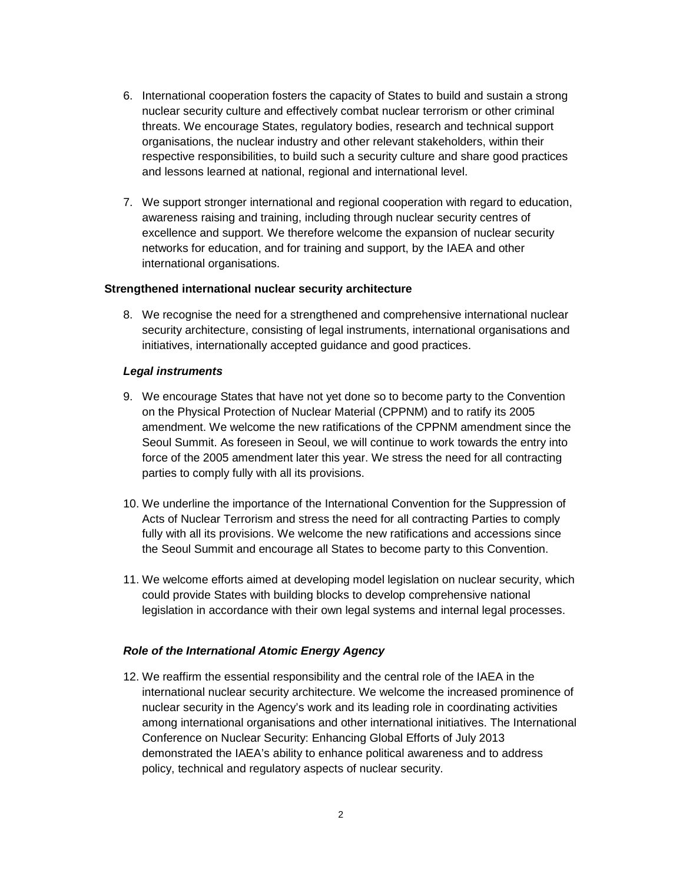6. International cooperation fosters the capacity of States to build and sustain a strong nuclear security culture and effectively combat nuclear terrorism or other criminal threats. We encourage States, regulatory bodies, research and technical support organisations, the nuclear industry and other relevant stakeholders, within their respective responsibilities, to build such a security culture and share good practices and lessons learned at national, regional and international level.

7. We support stronger international and regional cooperation with regard to education, awareness raising and training, including through nuclear security centres of excellence and support. We therefore welcome the expansion of nuclear security networks for education, and for training and support, by the IAEA and other international organisations.

**Strengthened international nuclear security architecture**

8. We recognise the need for a strengthened and comprehensive international nuclear security architecture, consisting of legal instruments, international organisations and initiatives, internationally accepted guidance and good practices.

***Legal instruments***

9. We encourage States that have not yet done so to become party to the Convention on the Physical Protection of Nuclear Material (CPPNM) and to ratify its 2005 amendment. We welcome the new ratifications of the CPPNM amendment since the Seoul Summit. As foreseen in Seoul, we will continue to work towards the entry into force of the 2005 amendment later this year. We stress the need for all contracting parties to comply fully with all its provisions.

10. We underline the importance of the International Convention for the Suppression of Acts of Nuclear Terrorism and stress the need for all contracting Parties to comply fully with all its provisions. We welcome the new ratifications and accessions since the Seoul Summit and encourage all States to become party to this Convention.

11. We welcome efforts aimed at developing model legislation on nuclear security, which could provide States with building blocks to develop comprehensive national legislation in accordance with their own legal systems and internal legal processes.

***Role of the International Atomic Energy Agency***

12. We reaffirm the essential responsibility and the central role of the IAEA in the international nuclear security architecture. We welcome the increased prominence of nuclear security in the Agency's work and its leading role in coordinating activities among international organisations and other international initiatives. The International Conference on Nuclear Security: Enhancing Global Efforts of July 2013 demonstrated the IAEA's ability to enhance political awareness and to address policy, technical and regulatory aspects of nuclear security.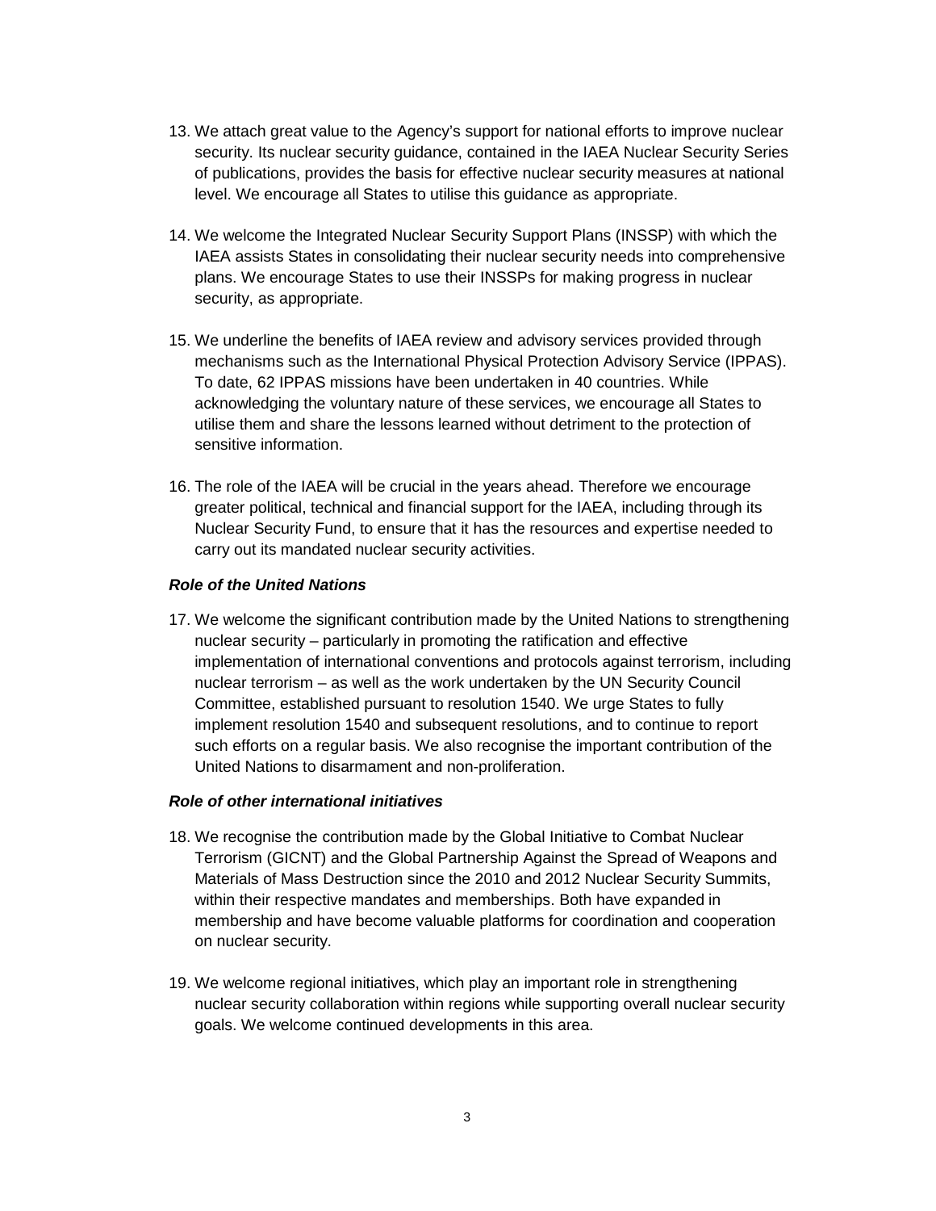13. We attach great value to the Agency's support for national efforts to improve nuclear security. Its nuclear security guidance, contained in the IAEA Nuclear Security Series of publications, provides the basis for effective nuclear security measures at national level. We encourage all States to utilise this guidance as appropriate.

14. We welcome the Integrated Nuclear Security Support Plans (INSSP) with which the IAEA assists States in consolidating their nuclear security needs into comprehensive plans. We encourage States to use their INSSPs for making progress in nuclear security, as appropriate.

15. We underline the benefits of IAEA review and advisory services provided through mechanisms such as the International Physical Protection Advisory Service (IPPAS). To date, 62 IPPAS missions have been undertaken in 40 countries. While acknowledging the voluntary nature of these services, we encourage all States to utilise them and share the lessons learned without detriment to the protection of sensitive information.

16. The role of the IAEA will be crucial in the years ahead. Therefore we encourage greater political, technical and financial support for the IAEA, including through its Nuclear Security Fund, to ensure that it has the resources and expertise needed to carry out its mandated nuclear security activities.

***Role of the United Nations***

17. We welcome the significant contribution made by the United Nations to strengthening nuclear security – particularly in promoting the ratification and effective implementation of international conventions and protocols against terrorism, including nuclear terrorism – as well as the work undertaken by the UN Security Council Committee, established pursuant to resolution 1540. We urge States to fully implement resolution 1540 and subsequent resolutions, and to continue to report such efforts on a regular basis. We also recognise the important contribution of the United Nations to disarmament and non-proliferation.

***Role of other international initiatives***

18. We recognise the contribution made by the Global Initiative to Combat Nuclear Terrorism (GICNT) and the Global Partnership Against the Spread of Weapons and Materials of Mass Destruction since the 2010 and 2012 Nuclear Security Summits, within their respective mandates and memberships. Both have expanded in membership and have become valuable platforms for coordination and cooperation on nuclear security.

19. We welcome regional initiatives, which play an important role in strengthening nuclear security collaboration within regions while supporting overall nuclear security goals. We welcome continued developments in this area.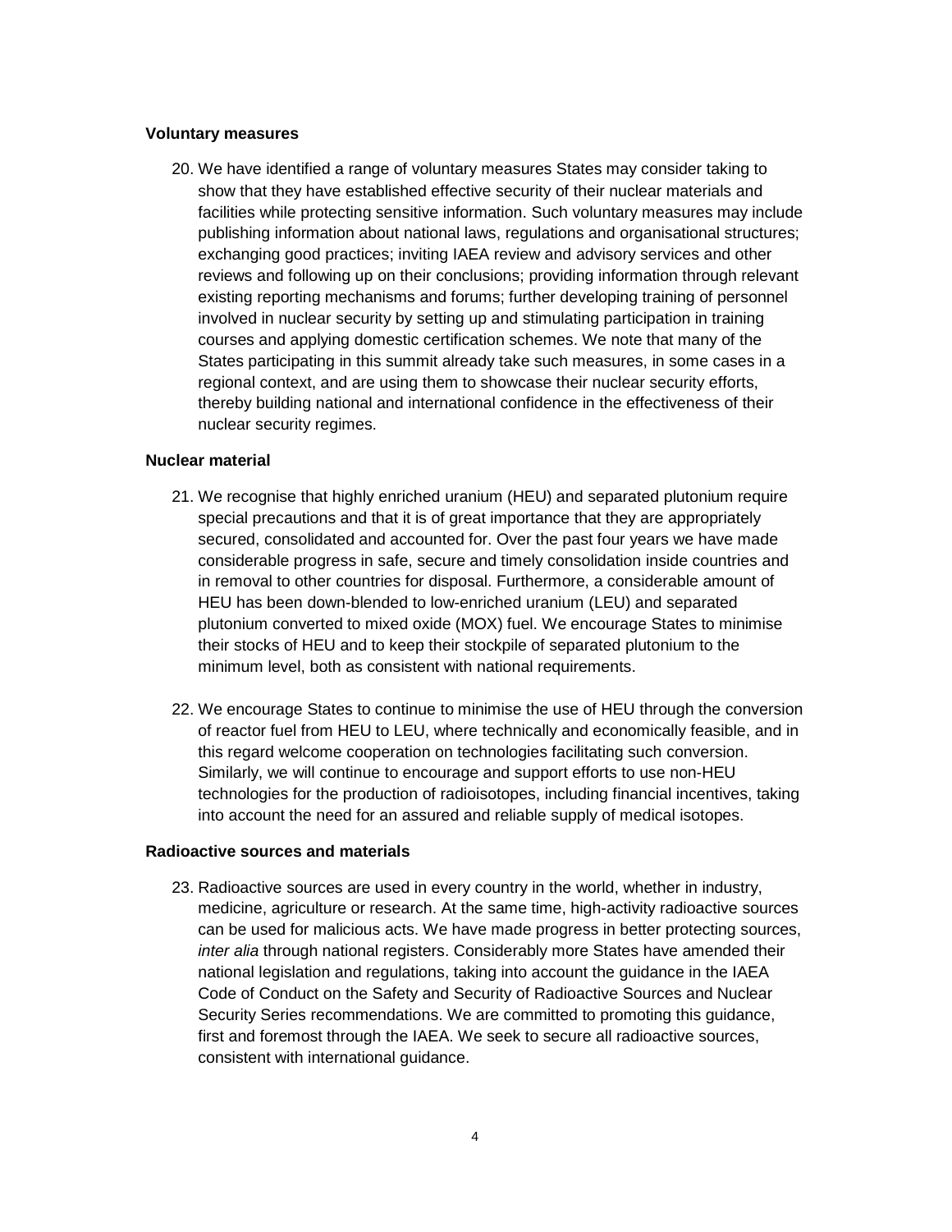**Voluntary measures**

20. We have identified a range of voluntary measures States may consider taking to show that they have established effective security of their nuclear materials and facilities while protecting sensitive information. Such voluntary measures may include publishing information about national laws, regulations and organisational structures; exchanging good practices; inviting IAEA review and advisory services and other reviews and following up on their conclusions; providing information through relevant existing reporting mechanisms and forums; further developing training of personnel involved in nuclear security by setting up and stimulating participation in training courses and applying domestic certification schemes. We note that many of the States participating in this summit already take such measures, in some cases in a regional context, and are using them to showcase their nuclear security efforts, thereby building national and international confidence in the effectiveness of their nuclear security regimes.

**Nuclear material**

21. We recognise that highly enriched uranium (HEU) and separated plutonium require special precautions and that it is of great importance that they are appropriately secured, consolidated and accounted for. Over the past four years we have made considerable progress in safe, secure and timely consolidation inside countries and in removal to other countries for disposal. Furthermore, a considerable amount of HEU has been down-blended to low-enriched uranium (LEU) and separated plutonium converted to mixed oxide (MOX) fuel. We encourage States to minimise their stocks of HEU and to keep their stockpile of separated plutonium to the minimum level, both as consistent with national requirements.

22. We encourage States to continue to minimise the use of HEU through the conversion of reactor fuel from HEU to LEU, where technically and economically feasible, and in this regard welcome cooperation on technologies facilitating such conversion. Similarly, we will continue to encourage and support efforts to use non-HEU technologies for the production of radioisotopes, including financial incentives, taking into account the need for an assured and reliable supply of medical isotopes.

**Radioactive sources and materials**

23. Radioactive sources are used in every country in the world, whether in industry, medicine, agriculture or research. At the same time, high-activity radioactive sources can be used for malicious acts. We have made progress in better protecting sources, *inter alia* through national registers. Considerably more States have amended their national legislation and regulations, taking into account the guidance in the IAEA Code of Conduct on the Safety and Security of Radioactive Sources and Nuclear Security Series recommendations. We are committed to promoting this guidance, first and foremost through the IAEA. We seek to secure all radioactive sources, consistent with international guidance.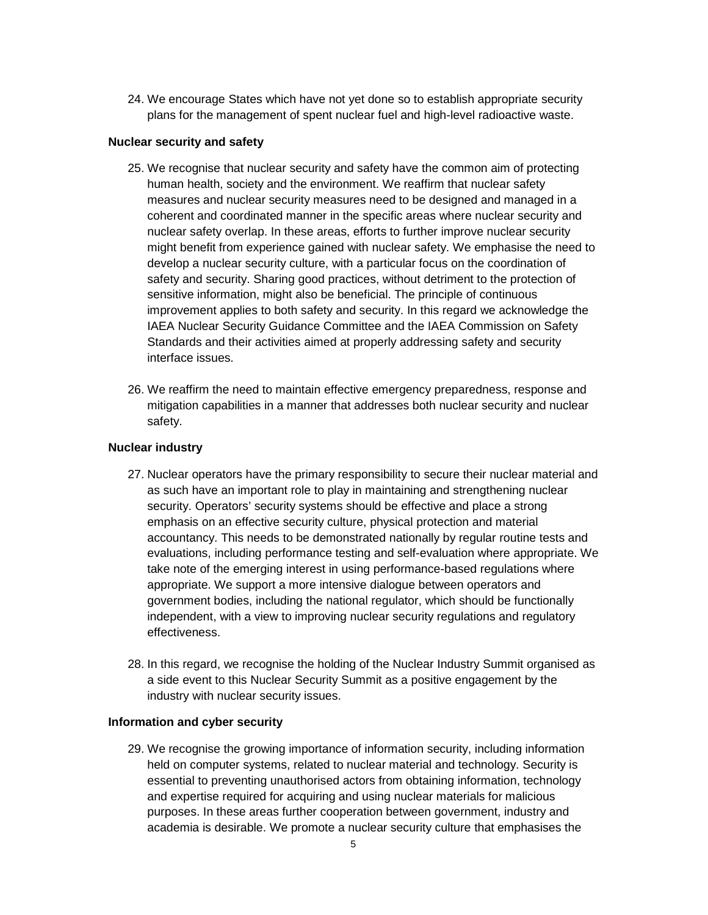24. We encourage States which have not yet done so to establish appropriate security plans for the management of spent nuclear fuel and high-level radioactive waste.

**Nuclear security and safety**

25. We recognise that nuclear security and safety have the common aim of protecting human health, society and the environment. We reaffirm that nuclear safety measures and nuclear security measures need to be designed and managed in a coherent and coordinated manner in the specific areas where nuclear security and nuclear safety overlap. In these areas, efforts to further improve nuclear security might benefit from experience gained with nuclear safety. We emphasise the need to develop a nuclear security culture, with a particular focus on the coordination of safety and security. Sharing good practices, without detriment to the protection of sensitive information, might also be beneficial. The principle of continuous improvement applies to both safety and security. In this regard we acknowledge the IAEA Nuclear Security Guidance Committee and the IAEA Commission on Safety Standards and their activities aimed at properly addressing safety and security interface issues.

26. We reaffirm the need to maintain effective emergency preparedness, response and mitigation capabilities in a manner that addresses both nuclear security and nuclear safety.

**Nuclear industry**

27. Nuclear operators have the primary responsibility to secure their nuclear material and as such have an important role to play in maintaining and strengthening nuclear security. Operators' security systems should be effective and place a strong emphasis on an effective security culture, physical protection and material accountancy. This needs to be demonstrated nationally by regular routine tests and evaluations, including performance testing and self-evaluation where appropriate. We take note of the emerging interest in using performance-based regulations where appropriate. We support a more intensive dialogue between operators and government bodies, including the national regulator, which should be functionally independent, with a view to improving nuclear security regulations and regulatory effectiveness.

28. In this regard, we recognise the holding of the Nuclear Industry Summit organised as a side event to this Nuclear Security Summit as a positive engagement by the industry with nuclear security issues.

**Information and cyber security**

29. We recognise the growing importance of information security, including information held on computer systems, related to nuclear material and technology. Security is essential to preventing unauthorised actors from obtaining information, technology and expertise required for acquiring and using nuclear materials for malicious purposes. In these areas further cooperation between government, industry and academia is desirable. We promote a nuclear security culture that emphasises the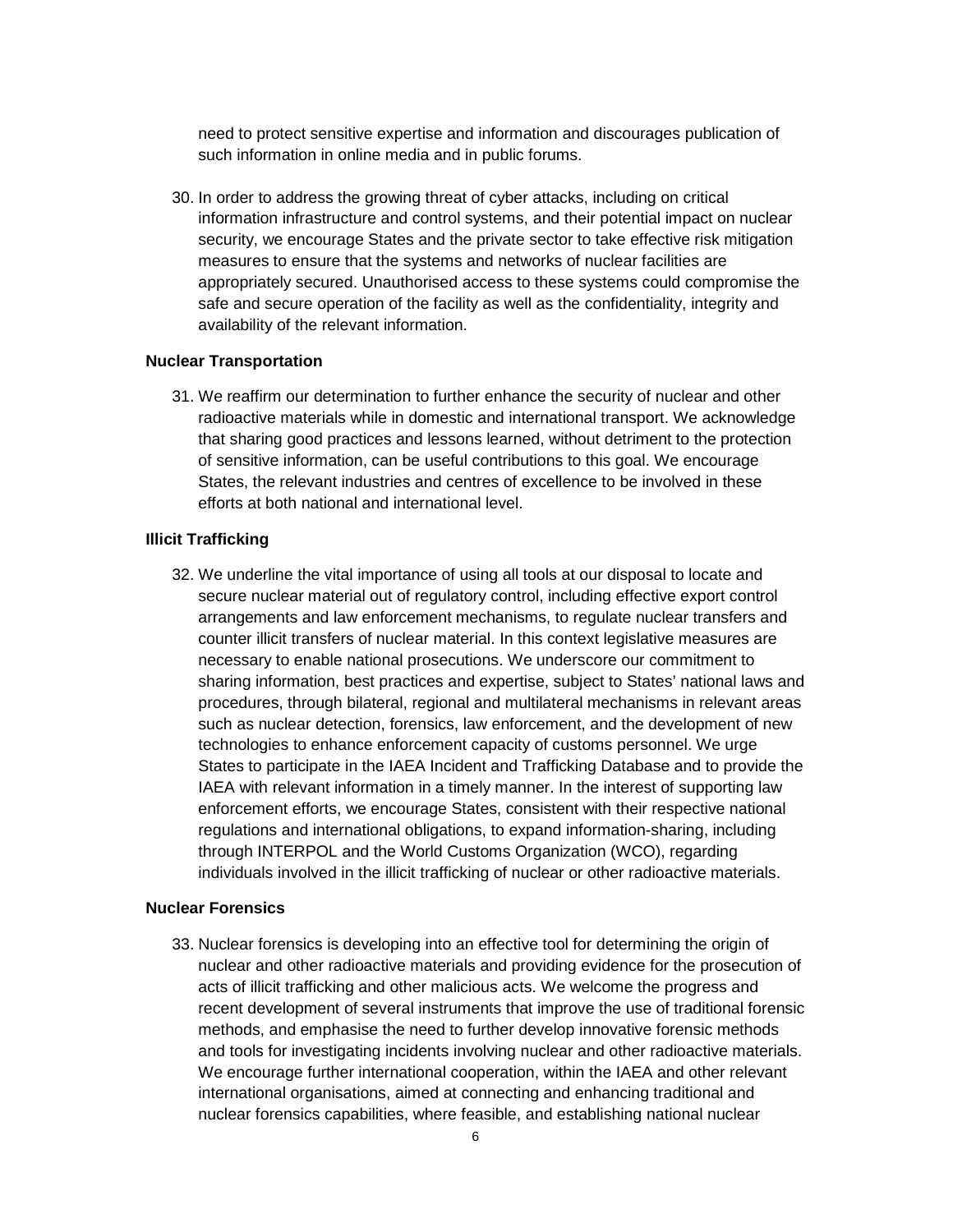need to protect sensitive expertise and information and discourages publication of such information in online media and in public forums.

30. In order to address the growing threat of cyber attacks, including on critical information infrastructure and control systems, and their potential impact on nuclear security, we encourage States and the private sector to take effective risk mitigation measures to ensure that the systems and networks of nuclear facilities are appropriately secured. Unauthorised access to these systems could compromise the safe and secure operation of the facility as well as the confidentiality, integrity and availability of the relevant information.

**Nuclear Transportation**

31. We reaffirm our determination to further enhance the security of nuclear and other radioactive materials while in domestic and international transport. We acknowledge that sharing good practices and lessons learned, without detriment to the protection of sensitive information, can be useful contributions to this goal. We encourage States, the relevant industries and centres of excellence to be involved in these efforts at both national and international level.

**Illicit Trafficking**

32. We underline the vital importance of using all tools at our disposal to locate and secure nuclear material out of regulatory control, including effective export control arrangements and law enforcement mechanisms, to regulate nuclear transfers and counter illicit transfers of nuclear material. In this context legislative measures are necessary to enable national prosecutions. We underscore our commitment to sharing information, best practices and expertise, subject to States' national laws and procedures, through bilateral, regional and multilateral mechanisms in relevant areas such as nuclear detection, forensics, law enforcement, and the development of new technologies to enhance enforcement capacity of customs personnel. We urge States to participate in the IAEA Incident and Trafficking Database and to provide the IAEA with relevant information in a timely manner. In the interest of supporting law enforcement efforts, we encourage States, consistent with their respective national regulations and international obligations, to expand information-sharing, including through INTERPOL and the World Customs Organization (WCO), regarding individuals involved in the illicit trafficking of nuclear or other radioactive materials.

**Nuclear Forensics**

33. Nuclear forensics is developing into an effective tool for determining the origin of nuclear and other radioactive materials and providing evidence for the prosecution of acts of illicit trafficking and other malicious acts. We welcome the progress and recent development of several instruments that improve the use of traditional forensic methods, and emphasise the need to further develop innovative forensic methods and tools for investigating incidents involving nuclear and other radioactive materials. We encourage further international cooperation, within the IAEA and other relevant international organisations, aimed at connecting and enhancing traditional and nuclear forensics capabilities, where feasible, and establishing national nuclear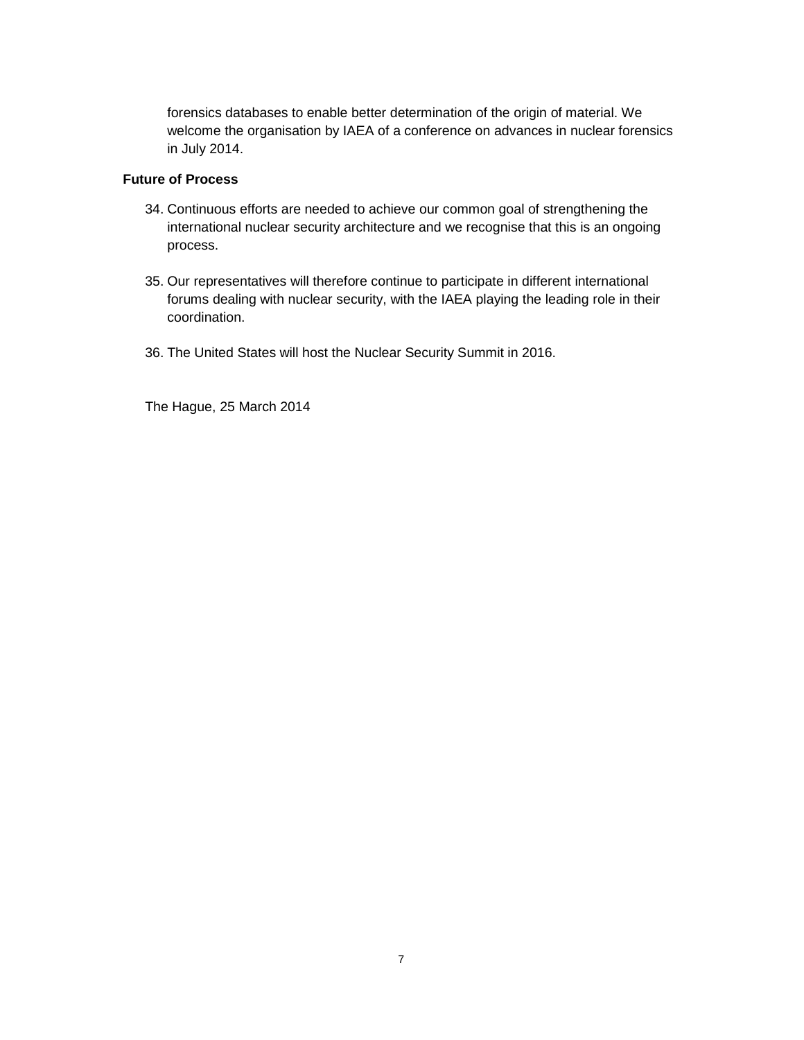forensics databases to enable better determination of the origin of material. We welcome the organisation by IAEA of a conference on advances in nuclear forensics in July 2014.

**Future of Process**

34. Continuous efforts are needed to achieve our common goal of strengthening the international nuclear security architecture and we recognise that this is an ongoing process.

35. Our representatives will therefore continue to participate in different international forums dealing with nuclear security, with the IAEA playing the leading role in their coordination.

36. The United States will host the Nuclear Security Summit in 2016.

The Hague, 25 March 2014